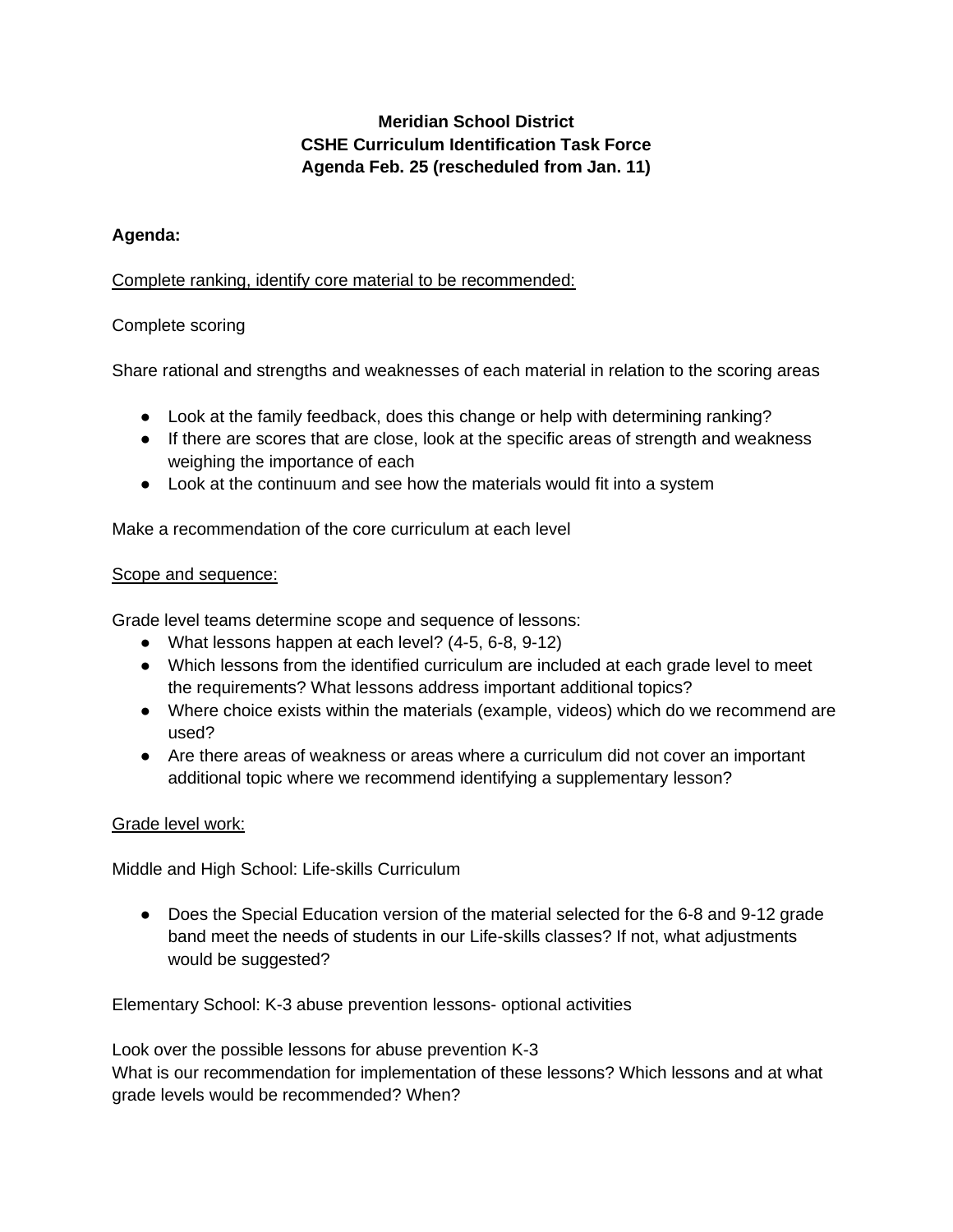**Meridian School District**
**CSHE Curriculum Identification Task Force**
**Agenda Feb. 25 (rescheduled from Jan. 11)**

**Agenda:**

<u>Complete ranking, identify core material to be recommended:</u>

Complete scoring

Share rational and strengths and weaknesses of each material in relation to the scoring areas

- Look at the family feedback, does this change or help with determining ranking?
- If there are scores that are close, look at the specific areas of strength and weakness weighing the importance of each
- Look at the continuum and see how the materials would fit into a system

Make a recommendation of the core curriculum at each level

<u>Scope and sequence:</u>

Grade level teams determine scope and sequence of lessons:

- What lessons happen at each level? (4-5, 6-8, 9-12)
- Which lessons from the identified curriculum are included at each grade level to meet the requirements? What lessons address important additional topics?
- Where choice exists within the materials (example, videos) which do we recommend are used?
- Are there areas of weakness or areas where a curriculum did not cover an important additional topic where we recommend identifying a supplementary lesson?

<u>Grade level work:</u>

Middle and High School: Life-skills Curriculum

- Does the Special Education version of the material selected for the 6-8 and 9-12 grade band meet the needs of students in our Life-skills classes? If not, what adjustments would be suggested?

Elementary School: K-3 abuse prevention lessons- optional activities

Look over the possible lessons for abuse prevention K-3
What is our recommendation for implementation of these lessons? Which lessons and at what grade levels would be recommended? When?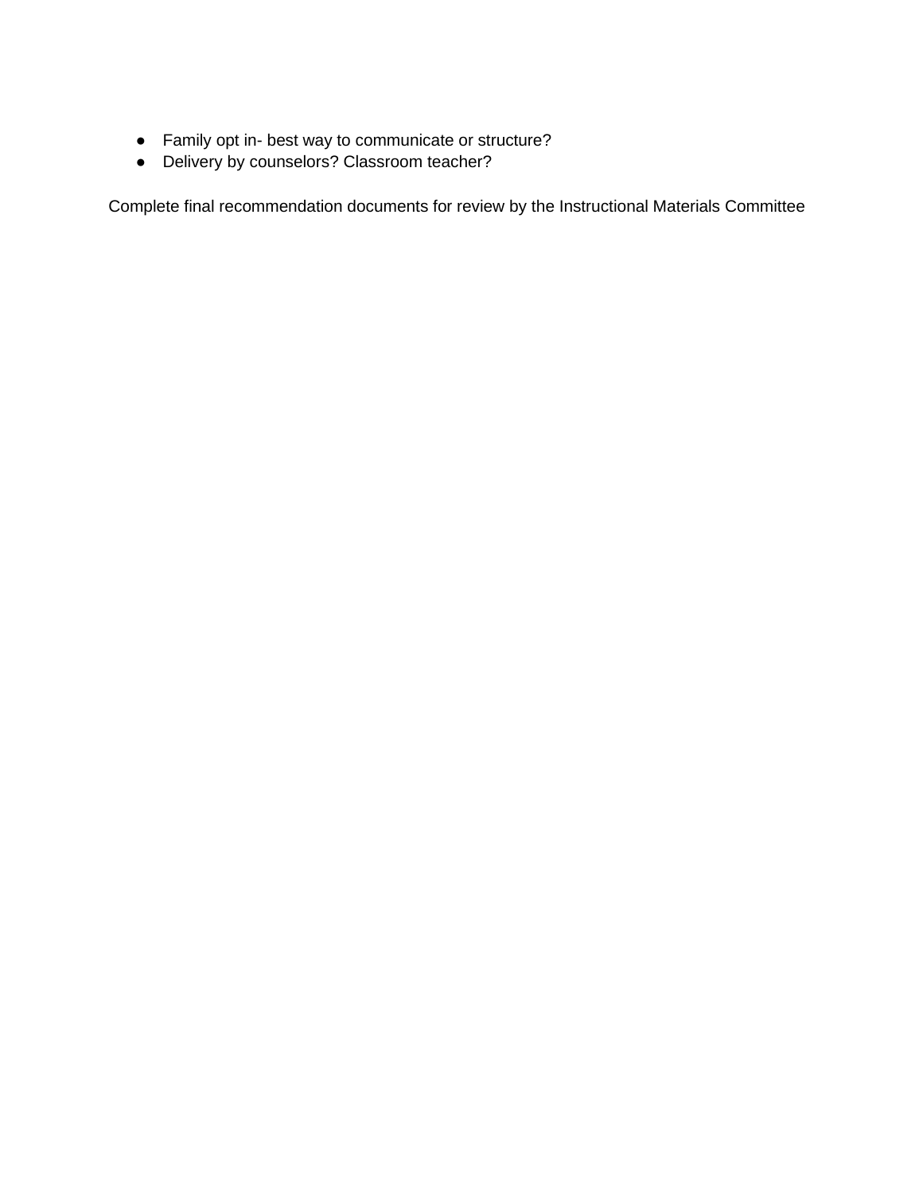- Family opt in- best way to communicate or structure?
- Delivery by counselors? Classroom teacher?

Complete final recommendation documents for review by the Instructional Materials Committee